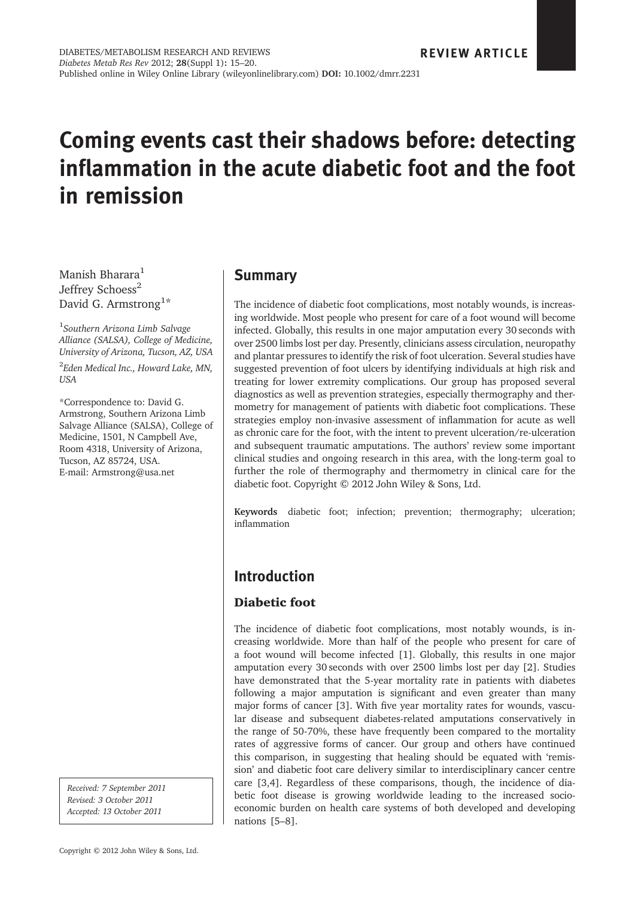REVIEW ARTICLE

# Coming events cast their shadows before: detecting inflammation in the acute diabetic foot and the foot in remission

Manish Bharara[1]
Jeffrey Schoess[2]
David G. Armstrong[1]*

[1]*Southern Arizona Limb Salvage Alliance (SALSA), College of Medicine, University of Arizona, Tucson, AZ, USA*

[2]*Eden Medical Inc., Howard Lake, MN, USA*

*Correspondence to: David G. Armstrong, Southern Arizona Limb Salvage Alliance (SALSA), College of Medicine, 1501, N Campbell Ave, Room 4318, University of Arizona, Tucson, AZ 85724, USA.
E-mail: Armstrong@usa.net

*Received: 7 September 2011*
*Revised: 3 October 2011*
*Accepted: 13 October 2011*

## Summary

The incidence of diabetic foot complications, most notably wounds, is increasing worldwide. Most people who present for care of a foot wound will become infected. Globally, this results in one major amputation every 30 seconds with over 2500 limbs lost per day. Presently, clinicians assess circulation, neuropathy and plantar pressures to identify the risk of foot ulceration. Several studies have suggested prevention of foot ulcers by identifying individuals at high risk and treating for lower extremity complications. Our group has proposed several diagnostics as well as prevention strategies, especially thermography and thermometry for management of patients with diabetic foot complications. These strategies employ non-invasive assessment of inflammation for acute as well as chronic care for the foot, with the intent to prevent ulceration/re-ulceration and subsequent traumatic amputations. The authors' review some important clinical studies and ongoing research in this area, with the long-term goal to further the role of thermography and thermometry in clinical care for the diabetic foot. Copyright © 2012 John Wiley & Sons, Ltd.

**Keywords** diabetic foot; infection; prevention; thermography; ulceration; inflammation

## Introduction

### Diabetic foot

The incidence of diabetic foot complications, most notably wounds, is increasing worldwide. More than half of the people who present for care of a foot wound will become infected [1]. Globally, this results in one major amputation every 30 seconds with over 2500 limbs lost per day [2]. Studies have demonstrated that the 5-year mortality rate in patients with diabetes following a major amputation is significant and even greater than many major forms of cancer [3]. With five year mortality rates for wounds, vascular disease and subsequent diabetes-related amputations conservatively in the range of 50-70%, these have frequently been compared to the mortality rates of aggressive forms of cancer. Our group and others have continued this comparison, in suggesting that healing should be equated with 'remission' and diabetic foot care delivery similar to interdisciplinary cancer centre care [3,4]. Regardless of these comparisons, though, the incidence of diabetic foot disease is growing worldwide leading to the increased socio-economic burden on health care systems of both developed and developing nations [5–8].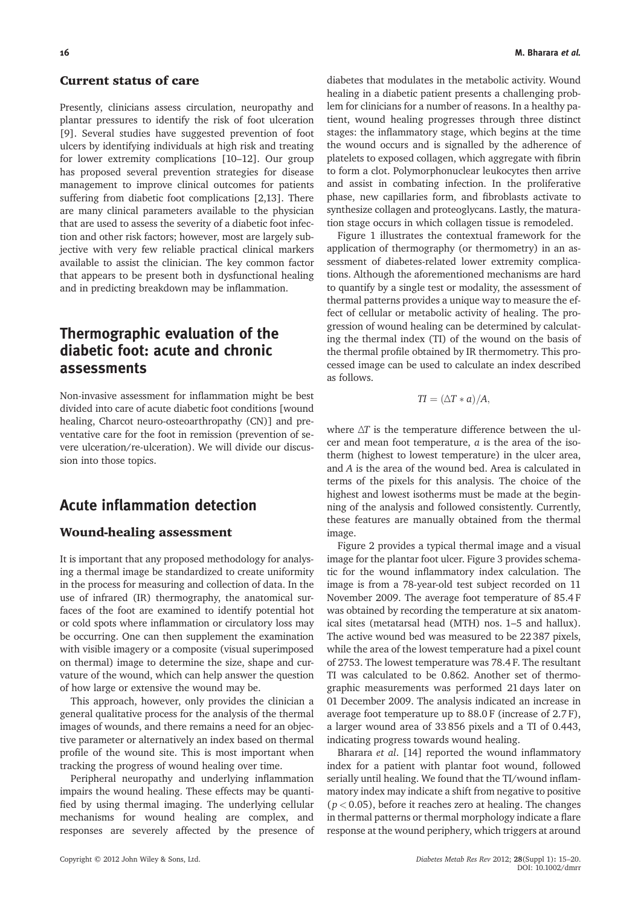## Current status of care

Presently, clinicians assess circulation, neuropathy and plantar pressures to identify the risk of foot ulceration [9]. Several studies have suggested prevention of foot ulcers by identifying individuals at high risk and treating for lower extremity complications [10–12]. Our group has proposed several prevention strategies for disease management to improve clinical outcomes for patients suffering from diabetic foot complications [2,13]. There are many clinical parameters available to the physician that are used to assess the severity of a diabetic foot infection and other risk factors; however, most are largely subjective with very few reliable practical clinical markers available to assist the clinician. The key common factor that appears to be present both in dysfunctional healing and in predicting breakdown may be inflammation.

# Thermographic evaluation of the diabetic foot: acute and chronic assessments

Non-invasive assessment for inflammation might be best divided into care of acute diabetic foot conditions [wound healing, Charcot neuro-osteoarthropathy (CN)] and preventative care for the foot in remission (prevention of severe ulceration/re-ulceration). We will divide our discussion into those topics.

# Acute inflammation detection

## Wound-healing assessment

It is important that any proposed methodology for analysing a thermal image be standardized to create uniformity in the process for measuring and collection of data. In the use of infrared (IR) thermography, the anatomical surfaces of the foot are examined to identify potential hot or cold spots where inflammation or circulatory loss may be occurring. One can then supplement the examination with visible imagery or a composite (visual superimposed on thermal) image to determine the size, shape and curvature of the wound, which can help answer the question of how large or extensive the wound may be.

This approach, however, only provides the clinician a general qualitative process for the analysis of the thermal images of wounds, and there remains a need for an objective parameter or alternatively an index based on thermal profile of the wound site. This is most important when tracking the progress of wound healing over time.

Peripheral neuropathy and underlying inflammation impairs the wound healing. These effects may be quantified by using thermal imaging. The underlying cellular mechanisms for wound healing are complex, and responses are severely affected by the presence of diabetes that modulates in the metabolic activity. Wound healing in a diabetic patient presents a challenging problem for clinicians for a number of reasons. In a healthy patient, wound healing progresses through three distinct stages: the inflammatory stage, which begins at the time the wound occurs and is signalled by the adherence of platelets to exposed collagen, which aggregate with fibrin to form a clot. Polymorphonuclear leukocytes then arrive and assist in combating infection. In the proliferative phase, new capillaries form, and fibroblasts activate to synthesize collagen and proteoglycans. Lastly, the maturation stage occurs in which collagen tissue is remodeled.

Figure 1 illustrates the contextual framework for the application of thermography (or thermometry) in an assessment of diabetes-related lower extremity complications. Although the aforementioned mechanisms are hard to quantify by a single test or modality, the assessment of thermal patterns provides a unique way to measure the effect of cellular or metabolic activity of healing. The progression of wound healing can be determined by calculating the thermal index (TI) of the wound on the basis of the thermal profile obtained by IR thermometry. This processed image can be used to calculate an index described as follows.

$$TI = (\Delta T * a)/A,$$

where $\Delta T$ is the temperature difference between the ulcer and mean foot temperature, $a$ is the area of the isotherm (highest to lowest temperature) in the ulcer area, and $A$ is the area of the wound bed. Area is calculated in terms of the pixels for this analysis. The choice of the highest and lowest isotherms must be made at the beginning of the analysis and followed consistently. Currently, these features are manually obtained from the thermal image.

Figure 2 provides a typical thermal image and a visual image for the plantar foot ulcer. Figure 3 provides schematic for the wound inflammatory index calculation. The image is from a 78-year-old test subject recorded on 11 November 2009. The average foot temperature of 85.4 F was obtained by recording the temperature at six anatomical sites (metatarsal head (MTH) nos. 1–5 and hallux). The active wound bed was measured to be 22 387 pixels, while the area of the lowest temperature had a pixel count of 2753. The lowest temperature was 78.4 F. The resultant TI was calculated to be 0.862. Another set of thermographic measurements was performed 21 days later on 01 December 2009. The analysis indicated an increase in average foot temperature up to 88.0 F (increase of 2.7 F), a larger wound area of 33 856 pixels and a TI of 0.443, indicating progress towards wound healing.

Bharara *et al*. [14] reported the wound inflammatory index for a patient with plantar foot wound, followed serially until healing. We found that the TI/wound inflammatory index may indicate a shift from negative to positive ($p < 0.05$), before it reaches zero at healing. The changes in thermal patterns or thermal morphology indicate a flare response at the wound periphery, which triggers at around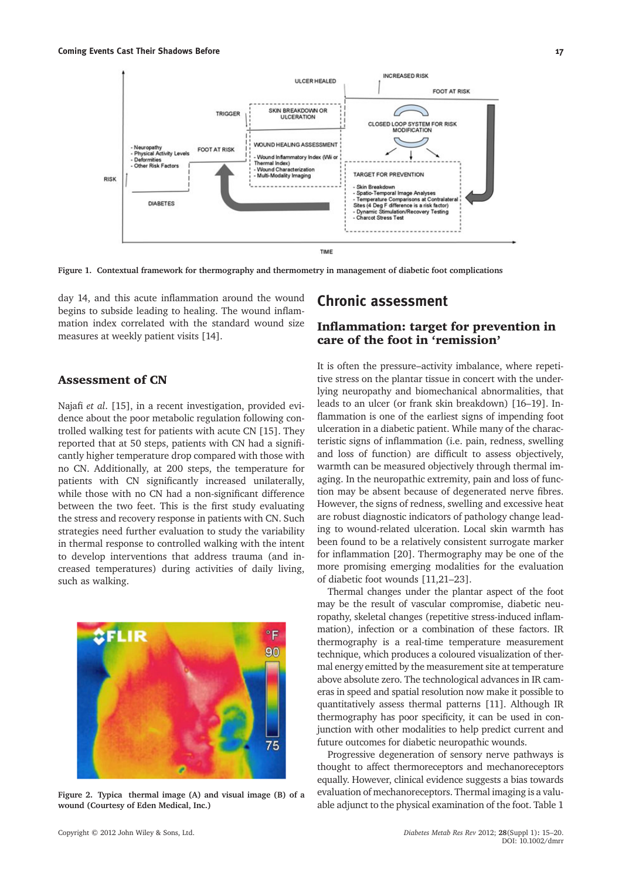RISK

DIABETES

- Neuropathy
- Physical Activity Levels
- Deformities
- Other Risk Factors

FOOT AT RISK

TRIGGER

SKIN BREAKDOWN OR ULCERATION

WOUND HEALING ASSESSMENT

- Wound Inflammatory Index (Wii or Thermal Index)
- Wound Characterization
- Multi-Modality Imaging

ULCER HEALED

INCREASED RISK

FOOT AT RISK

CLOSED LOOP SYSTEM FOR RISK MODIFICATION

TARGET FOR PREVENTION

- Skin Breakdown
- Spatio-Temporal Image Analyses
- Temperature Comparisons at Contralateral Sites (4 Deg F difference is a risk factor)
- Dynamic Stimulation/Recovery Testing
- Charcot Stress Test

TIME

**Figure 1. Contextual framework for thermography and thermometry in management of diabetic foot complications**

day 14, and this acute inflammation around the wound begins to subside leading to healing. The wound inflammation index correlated with the standard wound size measures at weekly patient visits [14].

### Assessment of CN

Najafi *et al*. [15], in a recent investigation, provided evidence about the poor metabolic regulation following controlled walking test for patients with acute CN [15]. They reported that at 50 steps, patients with CN had a significantly higher temperature drop compared with those with no CN. Additionally, at 200 steps, the temperature for patients with CN significantly increased unilaterally, while those with no CN had a non-significant difference between the two feet. This is the first study evaluating the stress and recovery response in patients with CN. Such strategies need further evaluation to study the variability in thermal response to controlled walking with the intent to develop interventions that address trauma (and increased temperatures) during activities of daily living, such as walking.

FLIR

°F

90

75

**Figure 2. Typica thermal image (A) and visual image (B) of a wound (Courtesy of Eden Medical, Inc.)**

## Chronic assessment

### Inflammation: target for prevention in care of the foot in 'remission'

It is often the pressure–activity imbalance, where repetitive stress on the plantar tissue in concert with the underlying neuropathy and biomechanical abnormalities, that leads to an ulcer (or frank skin breakdown) [16–19]. Inflammation is one of the earliest signs of impending foot ulceration in a diabetic patient. While many of the characteristic signs of inflammation (i.e. pain, redness, swelling and loss of function) are difficult to assess objectively, warmth can be measured objectively through thermal imaging. In the neuropathic extremity, pain and loss of function may be absent because of degenerated nerve fibres. However, the signs of redness, swelling and excessive heat are robust diagnostic indicators of pathology change leading to wound-related ulceration. Local skin warmth has been found to be a relatively consistent surrogate marker for inflammation [20]. Thermography may be one of the more promising emerging modalities for the evaluation of diabetic foot wounds [11,21–23].

Thermal changes under the plantar aspect of the foot may be the result of vascular compromise, diabetic neuropathy, skeletal changes (repetitive stress-induced inflammation), infection or a combination of these factors. IR thermography is a real-time temperature measurement technique, which produces a coloured visualization of thermal energy emitted by the measurement site at temperature above absolute zero. The technological advances in IR cameras in speed and spatial resolution now make it possible to quantitatively assess thermal patterns [11]. Although IR thermography has poor specificity, it can be used in conjunction with other modalities to help predict current and future outcomes for diabetic neuropathic wounds.

Progressive degeneration of sensory nerve pathways is thought to affect thermoreceptors and mechanoreceptors equally. However, clinical evidence suggests a bias towards evaluation of mechanoreceptors. Thermal imaging is a valuable adjunct to the physical examination of the foot. Table 1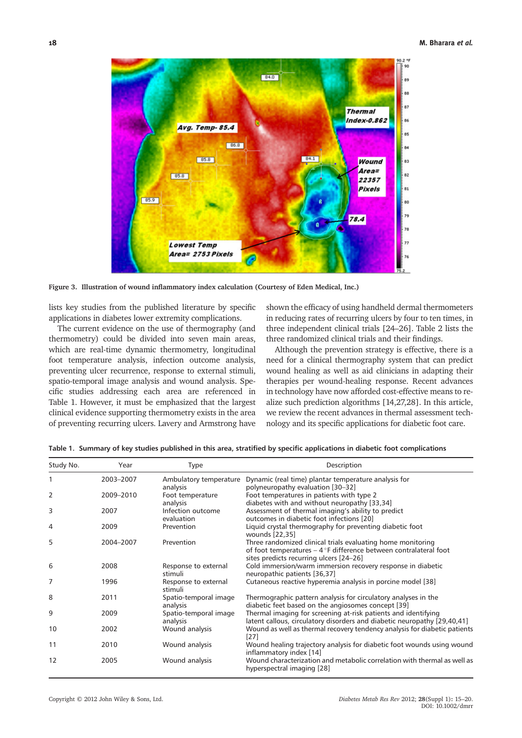Figure 3. Illustration of wound inflammatory index calculation (Courtesy of Eden Medical, Inc.)

lists key studies from the published literature by specific applications in diabetes lower extremity complications.

The current evidence on the use of thermography (and thermometry) could be divided into seven main areas, which are real-time dynamic thermometry, longitudinal foot temperature analysis, infection outcome analysis, preventing ulcer recurrence, response to external stimuli, spatio-temporal image analysis and wound analysis. Specific studies addressing each area are referenced in Table 1. However, it must be emphasized that the largest clinical evidence supporting thermometry exists in the area of preventing recurring ulcers. Lavery and Armstrong have shown the efficacy of using handheld dermal thermometers in reducing rates of recurring ulcers by four to ten times, in three independent clinical trials [24–26]. Table 2 lists the three randomized clinical trials and their findings.

Although the prevention strategy is effective, there is a need for a clinical thermography system that can predict wound healing as well as aid clinicians in adapting their therapies per wound-healing response. Recent advances in technology have now afforded cost-effective means to realize such prediction algorithms [14,27,28]. In this article, we review the recent advances in thermal assessment technology and its specific applications for diabetic foot care.

**Table 1. Summary of key studies published in this area, stratified by specific applications in diabetic foot complications**

| Study No. | Year | Type | Description |
|---|---|---|---|
| 1 | 2003–2007 | Ambulatory temperature analysis | Dynamic (real time) plantar temperature analysis for polyneuropathy evaluation [30–32] |
| 2 | 2009–2010 | Foot temperature analysis | Foot temperatures in patients with type 2 diabetes with and without neuropathy [33,34] |
| 3 | 2007 | Infection outcome evaluation | Assessment of thermal imaging's ability to predict outcomes in diabetic foot infections [20] |
| 4 | 2009 | Prevention | Liquid crystal thermography for preventing diabetic foot wounds [22,35] |
| 5 | 2004–2007 | Prevention | Three randomized clinical trials evaluating home monitoring of foot temperatures – 4 °F difference between contralateral foot sites predicts recurring ulcers [24–26] |
| 6 | 2008 | Response to external stimuli | Cold immersion/warm immersion recovery response in diabetic neuropathic patients [36,37] |
| 7 | 1996 | Response to external stimuli | Cutaneous reactive hyperemia analysis in porcine model [38] |
| 8 | 2011 | Spatio-temporal image analysis | Thermographic pattern analysis for circulatory analyses in the diabetic feet based on the angiosomes concept [39] |
| 9 | 2009 | Spatio-temporal image analysis | Thermal imaging for screening at-risk patients and identifying latent callous, circulatory disorders and diabetic neuropathy [29,40,41] |
| 10 | 2002 | Wound analysis | Wound as well as thermal recovery tendency analysis for diabetic patients [27] |
| 11 | 2010 | Wound analysis | Wound healing trajectory analysis for diabetic foot wounds using wound inflammatory index [14] |
| 12 | 2005 | Wound analysis | Wound characterization and metabolic correlation with thermal as well as hyperspectral imaging [28] |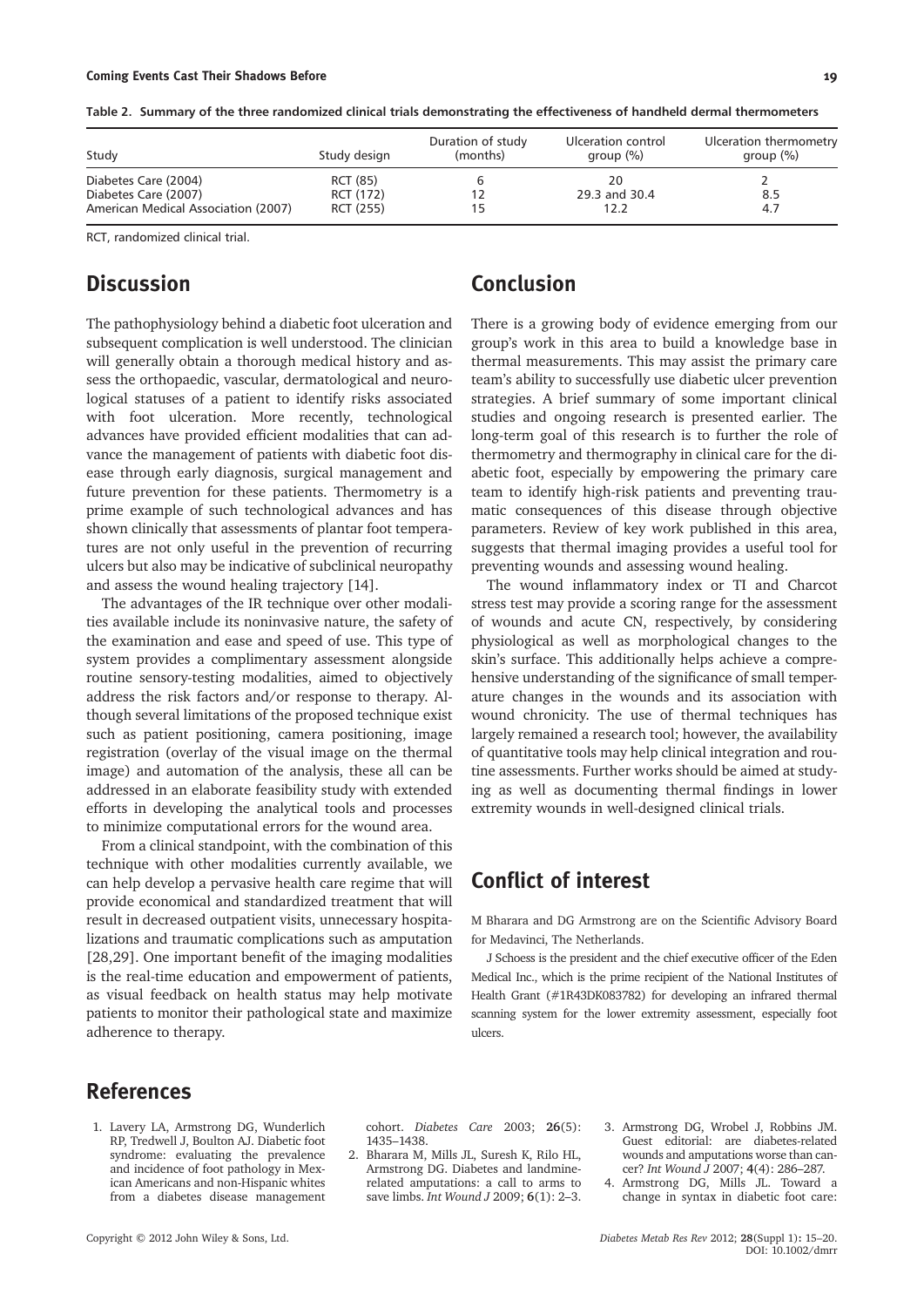**Table 2. Summary of the three randomized clinical trials demonstrating the effectiveness of handheld dermal thermometers**

| Study | Study design | Duration of study (months) | Ulceration control group (%) | Ulceration thermometry group (%) |
|---|---|---|---|---|
| Diabetes Care (2004) | RCT (85) | 6 | 20 | 2 |
| Diabetes Care (2007) | RCT (172) | 12 | 29.3 and 30.4 | 8.5 |
| American Medical Association (2007) | RCT (255) | 15 | 12.2 | 4.7 |

RCT, randomized clinical trial.

## Discussion

The pathophysiology behind a diabetic foot ulceration and subsequent complication is well understood. The clinician will generally obtain a thorough medical history and assess the orthopaedic, vascular, dermatological and neurological statuses of a patient to identify risks associated with foot ulceration. More recently, technological advances have provided efficient modalities that can advance the management of patients with diabetic foot disease through early diagnosis, surgical management and future prevention for these patients. Thermometry is a prime example of such technological advances and has shown clinically that assessments of plantar foot temperatures are not only useful in the prevention of recurring ulcers but also may be indicative of subclinical neuropathy and assess the wound healing trajectory [14].

The advantages of the IR technique over other modalities available include its noninvasive nature, the safety of the examination and ease and speed of use. This type of system provides a complimentary assessment alongside routine sensory-testing modalities, aimed to objectively address the risk factors and/or response to therapy. Although several limitations of the proposed technique exist such as patient positioning, camera positioning, image registration (overlay of the visual image on the thermal image) and automation of the analysis, these all can be addressed in an elaborate feasibility study with extended efforts in developing the analytical tools and processes to minimize computational errors for the wound area.

From a clinical standpoint, with the combination of this technique with other modalities currently available, we can help develop a pervasive health care regime that will provide economical and standardized treatment that will result in decreased outpatient visits, unnecessary hospitalizations and traumatic complications such as amputation [28,29]. One important benefit of the imaging modalities is the real-time education and empowerment of patients, as visual feedback on health status may help motivate patients to monitor their pathological state and maximize adherence to therapy.

## Conclusion

There is a growing body of evidence emerging from our group's work in this area to build a knowledge base in thermal measurements. This may assist the primary care team's ability to successfully use diabetic ulcer prevention strategies. A brief summary of some important clinical studies and ongoing research is presented earlier. The long-term goal of this research is to further the role of thermometry and thermography in clinical care for the diabetic foot, especially by empowering the primary care team to identify high-risk patients and preventing traumatic consequences of this disease through objective parameters. Review of key work published in this area, suggests that thermal imaging provides a useful tool for preventing wounds and assessing wound healing.

The wound inflammatory index or TI and Charcot stress test may provide a scoring range for the assessment of wounds and acute CN, respectively, by considering physiological as well as morphological changes to the skin's surface. This additionally helps achieve a comprehensive understanding of the significance of small temperature changes in the wounds and its association with wound chronicity. The use of thermal techniques has largely remained a research tool; however, the availability of quantitative tools may help clinical integration and routine assessments. Further works should be aimed at studying as well as documenting thermal findings in lower extremity wounds in well-designed clinical trials.

## Conflict of interest

M Bharara and DG Armstrong are on the Scientific Advisory Board for Medavinci, The Netherlands.

J Schoess is the president and the chief executive officer of the Eden Medical Inc., which is the prime recipient of the National Institutes of Health Grant (#1R43DK083782) for developing an infrared thermal scanning system for the lower extremity assessment, especially foot ulcers.

## References

1. Lavery LA, Armstrong DG, Wunderlich RP, Tredwell J, Boulton AJ. Diabetic foot syndrome: evaluating the prevalence and incidence of foot pathology in Mexican Americans and non-Hispanic whites from a diabetes disease management cohort. *Diabetes Care* 2003; **26**(5): 1435–1438.
2. Bharara M, Mills JL, Suresh K, Rilo HL, Armstrong DG. Diabetes and landmine-related amputations: a call to arms to save limbs. *Int Wound J* 2009; **6**(1): 2–3.
3. Armstrong DG, Wrobel J, Robbins JM. Guest editorial: are diabetes-related wounds and amputations worse than cancer? *Int Wound J* 2007; **4**(4): 286–287.
4. Armstrong DG, Mills JL. Toward a change in syntax in diabetic foot care: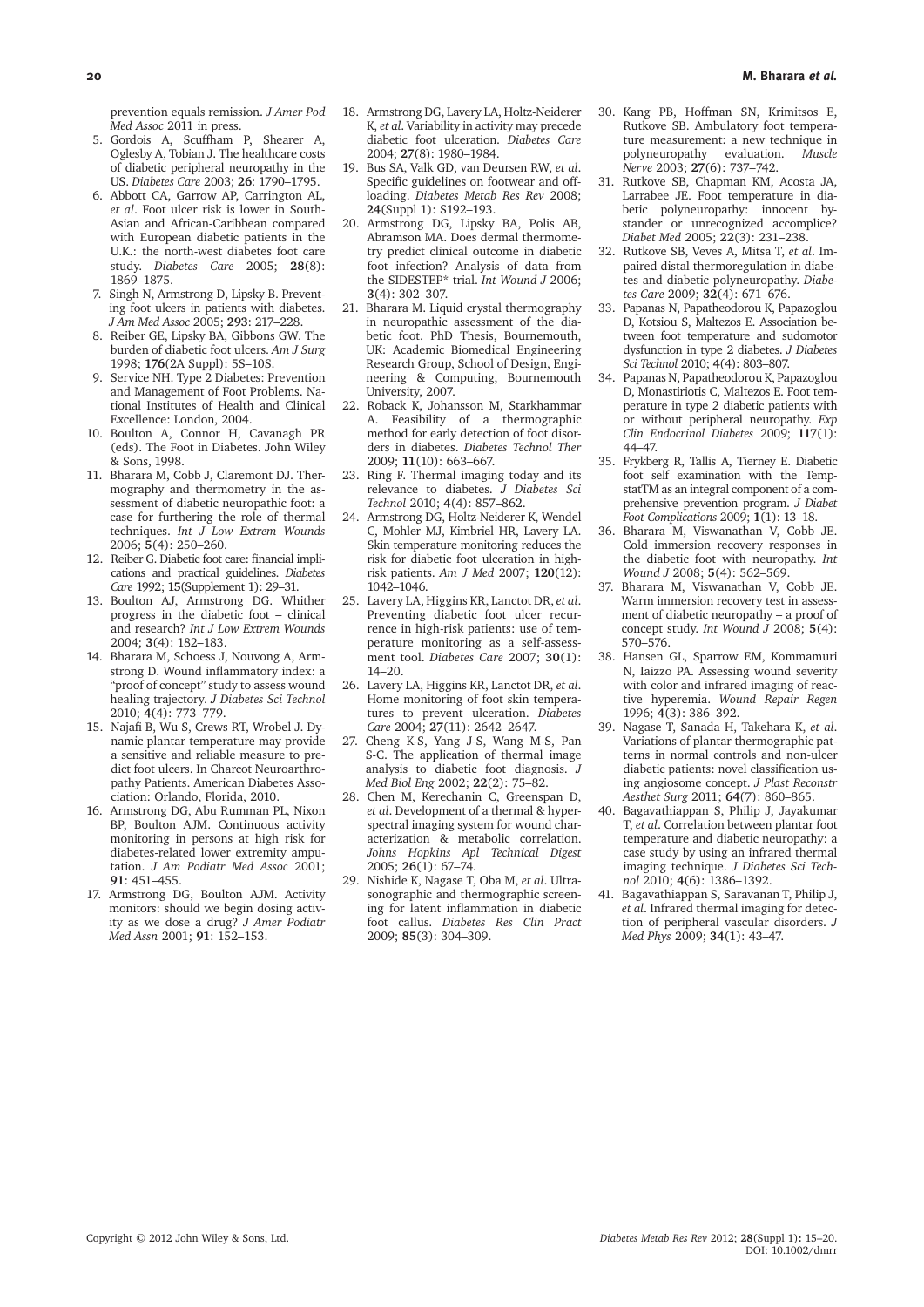prevention equals remission. *J Amer Pod Med Assoc* 2011 in press.

5. Gordois A, Scuffham P, Shearer A, Oglesby A, Tobian J. The healthcare costs of diabetic peripheral neuropathy in the US. *Diabetes Care* 2003; **26**: 1790–1795.
6. Abbott CA, Garrow AP, Carrington AL, *et al*. Foot ulcer risk is lower in South-Asian and African-Caribbean compared with European diabetic patients in the U.K.: the north-west diabetes foot care study. *Diabetes Care* 2005; **28**(8): 1869–1875.
7. Singh N, Armstrong D, Lipsky B. Preventing foot ulcers in patients with diabetes. *J Am Med Assoc* 2005; **293**: 217–228.
8. Reiber GE, Lipsky BA, Gibbons GW. The burden of diabetic foot ulcers. *Am J Surg* 1998; **176**(2A Suppl): 5S–10S.
9. Service NH. Type 2 Diabetes: Prevention and Management of Foot Problems. National Institutes of Health and Clinical Excellence: London, 2004.
10. Boulton A, Connor H, Cavanagh PR (eds). The Foot in Diabetes. John Wiley & Sons, 1998.
11. Bharara M, Cobb J, Claremont DJ. Thermography and thermometry in the assessment of diabetic neuropathic foot: a case for furthering the role of thermal techniques. *Int J Low Extrem Wounds* 2006; **5**(4): 250–260.
12. Reiber G. Diabetic foot care: financial implications and practical guidelines. *Diabetes Care* 1992; **15**(Supplement 1): 29–31.
13. Boulton AJ, Armstrong DG. Whither progress in the diabetic foot – clinical and research? *Int J Low Extrem Wounds* 2004; **3**(4): 182–183.
14. Bharara M, Schoess J, Nouvong A, Armstrong D. Wound inflammatory index: a "proof of concept" study to assess wound healing trajectory. *J Diabetes Sci Technol* 2010; **4**(4): 773–779.
15. Najafi B, Wu S, Crews RT, Wrobel J. Dynamic plantar temperature may provide a sensitive and reliable measure to predict foot ulcers. In Charcot Neuroarthropathy Patients. American Diabetes Association: Orlando, Florida, 2010.
16. Armstrong DG, Abu Rumman PL, Nixon BP, Boulton AJM. Continuous activity monitoring in persons at high risk for diabetes-related lower extremity amputation. *J Am Podiatr Med Assoc* 2001; **91**: 451–455.
17. Armstrong DG, Boulton AJM. Activity monitors: should we begin dosing activity as we dose a drug? *J Amer Podiatr Med Assn* 2001; **91**: 152–153.
18. Armstrong DG, Lavery LA, Holtz-Neiderer K, *et al*. Variability in activity may precede diabetic foot ulceration. *Diabetes Care* 2004; **27**(8): 1980–1984.
19. Bus SA, Valk GD, van Deursen RW, *et al*. Specific guidelines on footwear and offloading. *Diabetes Metab Res Rev* 2008; **24**(Suppl 1): S192–193.
20. Armstrong DG, Lipsky BA, Polis AB, Abramson MA. Does dermal thermometry predict clinical outcome in diabetic foot infection? Analysis of data from the SIDESTEP* trial. *Int Wound J* 2006; **3**(4): 302–307.
21. Bharara M. Liquid crystal thermography in neuropathic assessment of the diabetic foot. PhD Thesis, Bournemouth, UK: Academic Biomedical Engineering Research Group, School of Design, Engineering & Computing, Bournemouth University, 2007.
22. Roback K, Johansson M, Starkhammar A. Feasibility of a thermographic method for early detection of foot disorders in diabetes. *Diabetes Technol Ther* 2009; **11**(10): 663–667.
23. Ring F. Thermal imaging today and its relevance to diabetes. *J Diabetes Sci Technol* 2010; **4**(4): 857–862.
24. Armstrong DG, Holtz-Neiderer K, Wendel C, Mohler MJ, Kimbriel HR, Lavery LA. Skin temperature monitoring reduces the risk for diabetic foot ulceration in high-risk patients. *Am J Med* 2007; **120**(12): 1042–1046.
25. Lavery LA, Higgins KR, Lanctot DR, *et al*. Preventing diabetic foot ulcer recurrence in high-risk patients: use of temperature monitoring as a self-assessment tool. *Diabetes Care* 2007; **30**(1): 14–20.
26. Lavery LA, Higgins KR, Lanctot DR, *et al*. Home monitoring of foot skin temperatures to prevent ulceration. *Diabetes Care* 2004; **27**(11): 2642–2647.
27. Cheng K-S, Yang J-S, Wang M-S, Pan S-C. The application of thermal image analysis to diabetic foot diagnosis. *J Med Biol Eng* 2002; **22**(2): 75–82.
28. Chen M, Kerechanin C, Greenspan D, *et al*. Development of a thermal & hyperspectral imaging system for wound characterization & metabolic correlation. *Johns Hopkins Apl Technical Digest* 2005; **26**(1): 67–74.
29. Nishide K, Nagase T, Oba M, *et al*. Ultrasonographic and thermographic screening for latent inflammation in diabetic foot callus. *Diabetes Res Clin Pract* 2009; **85**(3): 304–309.
30. Kang PB, Hoffman SN, Krimitsos E, Rutkove SB. Ambulatory foot temperature measurement: a new technique in polyneuropathy evaluation. *Muscle Nerve* 2003; **27**(6): 737–742.
31. Rutkove SB, Chapman KM, Acosta JA, Larrabee JE. Foot temperature in diabetic polyneuropathy: innocent bystander or unrecognized accomplice? *Diabet Med* 2005; **22**(3): 231–238.
32. Rutkove SB, Veves A, Mitsa T, *et al*. Impaired distal thermoregulation in diabetes and diabetic polyneuropathy. *Diabetes Care* 2009; **32**(4): 671–676.
33. Papanas N, Papatheodorou K, Papazoglou D, Kotsiou S, Maltezos E. Association between foot temperature and sudomotor dysfunction in type 2 diabetes. *J Diabetes Sci Technol* 2010; **4**(4): 803–807.
34. Papanas N, Papatheodorou K, Papazoglou D, Monastiriotis C, Maltezos E. Foot temperature in type 2 diabetic patients with or without peripheral neuropathy. *Exp Clin Endocrinol Diabetes* 2009; **117**(1): 44–47.
35. Frykberg R, Tallis A, Tierney E. Diabetic foot self examination with the TempstatTM as an integral component of a comprehensive prevention program. *J Diabet Foot Complications* 2009; **1**(1): 13–18.
36. Bharara M, Viswanathan V, Cobb JE. Cold immersion recovery responses in the diabetic foot with neuropathy. *Int Wound J* 2008; **5**(4): 562–569.
37. Bharara M, Viswanathan V, Cobb JE. Warm immersion recovery test in assessment of diabetic neuropathy – a proof of concept study. *Int Wound J* 2008; **5**(4): 570–576.
38. Hansen GL, Sparrow EM, Kommamuri N, Iaizzo PA. Assessing wound severity with color and infrared imaging of reactive hyperemia. *Wound Repair Regen* 1996; **4**(3): 386–392.
39. Nagase T, Sanada H, Takehara K, *et al*. Variations of plantar thermographic patterns in normal controls and non-ulcer diabetic patients: novel classification using angiosome concept. *J Plast Reconstr Aesthet Surg* 2011; **64**(7): 860–865.
40. Bagavathiappan S, Philip J, Jayakumar T, *et al*. Correlation between plantar foot temperature and diabetic neuropathy: a case study by using an infrared thermal imaging technique. *J Diabetes Sci Technol* 2010; **4**(6): 1386–1392.
41. Bagavathiappan S, Saravanan T, Philip J, *et al*. Infrared thermal imaging for detection of peripheral vascular disorders. *J Med Phys* 2009; **34**(1): 43–47.

Copyright © 2012 John Wiley & Sons, Ltd.